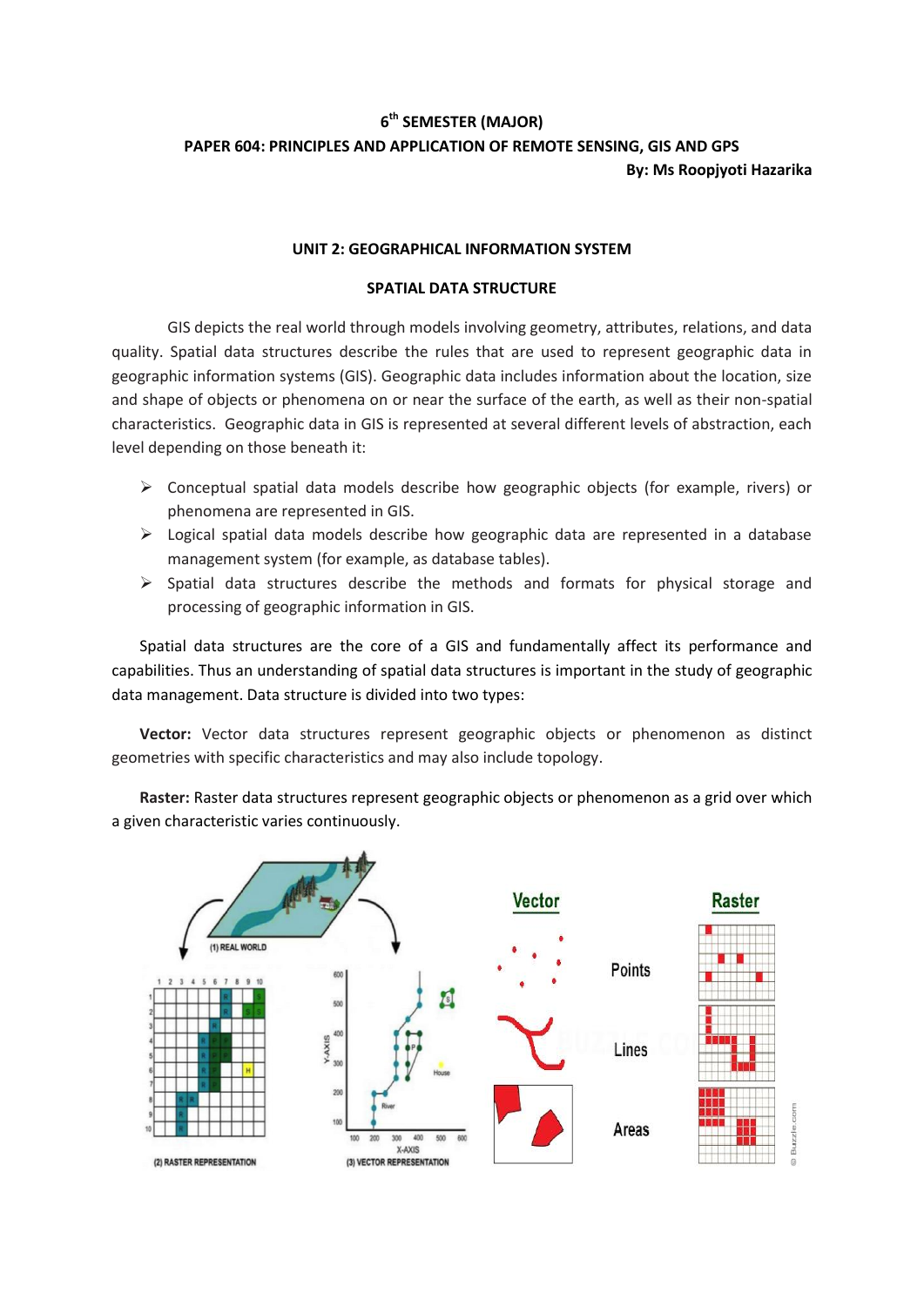**6th SEMESTER (MAJOR)**

**PAPER 604: PRINCIPLES AND APPLICATION OF REMOTE SENSING, GIS AND GPS**

**By: Ms Roopjyoti Hazarika**

## UNIT 2: GEOGRAPHICAL INFORMATION SYSTEM

### SPATIAL DATA STRUCTURE

GIS depicts the real world through models involving geometry, attributes, relations, and data quality. Spatial data structures describe the rules that are used to represent geographic data in geographic information systems (GIS). Geographic data includes information about the location, size and shape of objects or phenomena on or near the surface of the earth, as well as their non-spatial characteristics. Geographic data in GIS is represented at several different levels of abstraction, each level depending on those beneath it:

- Conceptual spatial data models describe how geographic objects (for example, rivers) or phenomena are represented in GIS.
- Logical spatial data models describe how geographic data are represented in a database management system (for example, as database tables).
- Spatial data structures describe the methods and formats for physical storage and processing of geographic information in GIS.

Spatial data structures are the core of a GIS and fundamentally affect its performance and capabilities. Thus an understanding of spatial data structures is important in the study of geographic data management. Data structure is divided into two types:

**Vector:** Vector data structures represent geographic objects or phenomenon as distinct geometries with specific characteristics and may also include topology.

**Raster:** Raster data structures represent geographic objects or phenomenon as a grid over which a given characteristic varies continuously.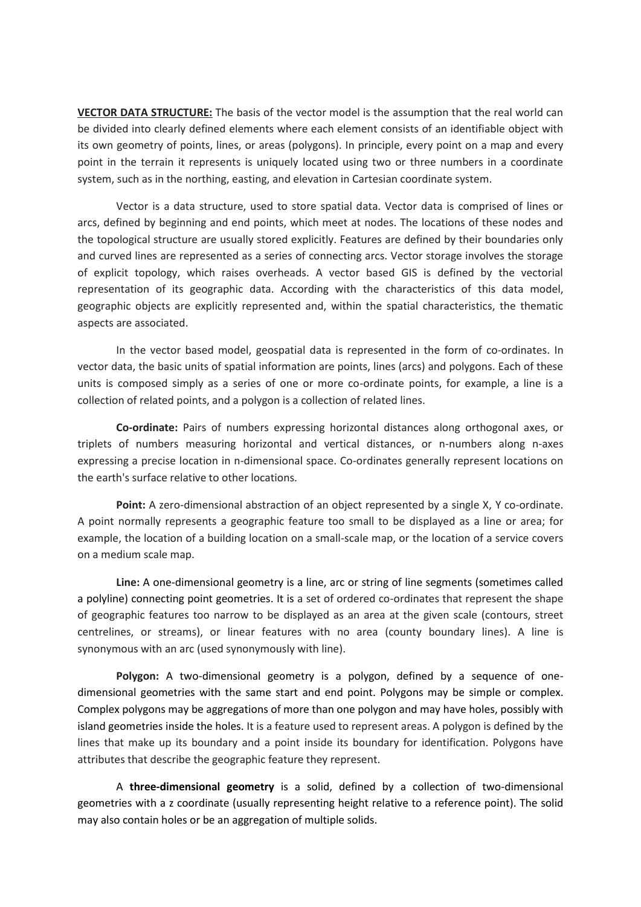**VECTOR DATA STRUCTURE:** The basis of the vector model is the assumption that the real world can be divided into clearly defined elements where each element consists of an identifiable object with its own geometry of points, lines, or areas (polygons). In principle, every point on a map and every point in the terrain it represents is uniquely located using two or three numbers in a coordinate system, such as in the northing, easting, and elevation in Cartesian coordinate system.

Vector is a data structure, used to store spatial data. Vector data is comprised of lines or arcs, defined by beginning and end points, which meet at nodes. The locations of these nodes and the topological structure are usually stored explicitly. Features are defined by their boundaries only and curved lines are represented as a series of connecting arcs. Vector storage involves the storage of explicit topology, which raises overheads. A vector based GIS is defined by the vectorial representation of its geographic data. According with the characteristics of this data model, geographic objects are explicitly represented and, within the spatial characteristics, the thematic aspects are associated.

In the vector based model, geospatial data is represented in the form of co-ordinates. In vector data, the basic units of spatial information are points, lines (arcs) and polygons. Each of these units is composed simply as a series of one or more co-ordinate points, for example, a line is a collection of related points, and a polygon is a collection of related lines.

**Co-ordinate:** Pairs of numbers expressing horizontal distances along orthogonal axes, or triplets of numbers measuring horizontal and vertical distances, or n-numbers along n-axes expressing a precise location in n-dimensional space. Co-ordinates generally represent locations on the earth's surface relative to other locations.

**Point:** A zero-dimensional abstraction of an object represented by a single X, Y co-ordinate. A point normally represents a geographic feature too small to be displayed as a line or area; for example, the location of a building location on a small-scale map, or the location of a service covers on a medium scale map.

**Line:** A one-dimensional geometry is a line, arc or string of line segments (sometimes called a polyline) connecting point geometries. It is a set of ordered co-ordinates that represent the shape of geographic features too narrow to be displayed as an area at the given scale (contours, street centrelines, or streams), or linear features with no area (county boundary lines). A line is synonymous with an arc (used synonymously with line).

**Polygon:** A two-dimensional geometry is a polygon, defined by a sequence of one-dimensional geometries with the same start and end point. Polygons may be simple or complex. Complex polygons may be aggregations of more than one polygon and may have holes, possibly with island geometries inside the holes. It is a feature used to represent areas. A polygon is defined by the lines that make up its boundary and a point inside its boundary for identification. Polygons have attributes that describe the geographic feature they represent.

A **three-dimensional geometry** is a solid, defined by a collection of two-dimensional geometries with a z coordinate (usually representing height relative to a reference point). The solid may also contain holes or be an aggregation of multiple solids.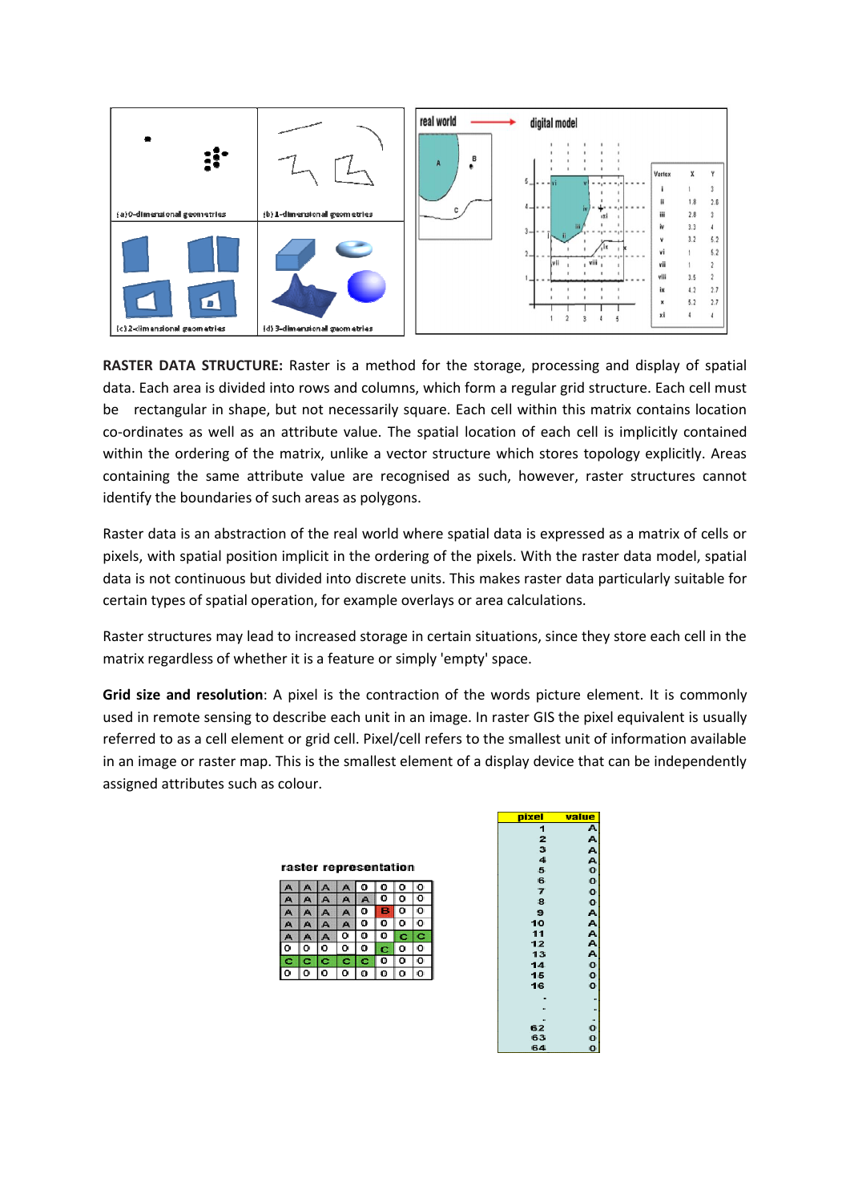(a) 0-dimensional geometries

(b) 1-dimensional geometries

(c) 2-dimensional geometries

(d) 3-dimensional geometries

real world → digital model

| Vertex | X | Y |
|---|---|---|
| i | 1 | 3 |
| ii | 1.8 | 2.8 |
| iii | 2.8 | 3 |
| iv | 3.3 | 4 |
| v | 3.2 | 5.2 |
| vi | 1 | 5.2 |
| vii | 1 | 2 |
| viii | 3.5 | 2 |
| ix | 4.2 | 2.7 |
| x | 5.2 | 2.7 |
| xi | 4 | 4 |

**RASTER DATA STRUCTURE:** Raster is a method for the storage, processing and display of spatial data. Each area is divided into rows and columns, which form a regular grid structure. Each cell must be rectangular in shape, but not necessarily square. Each cell within this matrix contains location co-ordinates as well as an attribute value. The spatial location of each cell is implicitly contained within the ordering of the matrix, unlike a vector structure which stores topology explicitly. Areas containing the same attribute value are recognised as such, however, raster structures cannot identify the boundaries of such areas as polygons.

Raster data is an abstraction of the real world where spatial data is expressed as a matrix of cells or pixels, with spatial position implicit in the ordering of the pixels. With the raster data model, spatial data is not continuous but divided into discrete units. This makes raster data particularly suitable for certain types of spatial operation, for example overlays or area calculations.

Raster structures may lead to increased storage in certain situations, since they store each cell in the matrix regardless of whether it is a feature or simply 'empty' space.

**Grid size and resolution**: A pixel is the contraction of the words picture element. It is commonly used in remote sensing to describe each unit in an image. In raster GIS the pixel equivalent is usually referred to as a cell element or grid cell. Pixel/cell refers to the smallest unit of information available in an image or raster map. This is the smallest element of a display device that can be independently assigned attributes such as colour.

raster representation

| | | | | | | | |
|---|---|---|---|---|---|---|---|
| A | A | A | A | O | O | O | O |
| A | A | A | A | A | O | O | O |
| A | A | A | A | O | B | O | O |
| A | A | A | A | O | O | O | O |
| A | A | A | O | O | O | C | C |
| O | O | O | O | O | C | O | O |
| C | C | C | C | C | O | O | O |
| O | O | O | O | O | O | O | O |

| pixel | value |
|---|---|
| 1 | A |
| 2 | A |
| 3 | A |
| 4 | A |
| 5 | O |
| 6 | O |
| 7 | O |
| 8 | O |
| 9 | A |
| 10 | A |
| 11 | A |
| 12 | A |
| 13 | A |
| 14 | O |
| 15 | O |
| 16 | O |
| . | . |
| . | . |
| . | . |
| 62 | O |
| 63 | O |
| 64 | O |